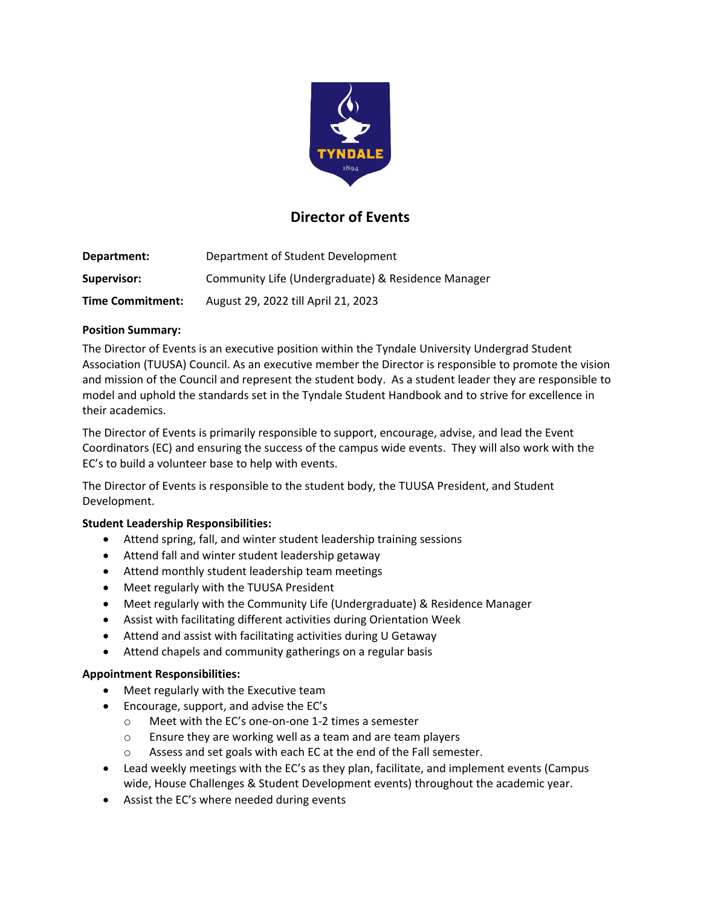# Director of Events

| | |
|---|---|
| **Department:** | Department of Student Development |
| **Supervisor:** | Community Life (Undergraduate) & Residence Manager |
| **Time Commitment:** | August 29, 2022 till April 21, 2023 |

**Position Summary:**

The Director of Events is an executive position within the Tyndale University Undergrad Student Association (TUUSA) Council. As an executive member the Director is responsible to promote the vision and mission of the Council and represent the student body. As a student leader they are responsible to model and uphold the standards set in the Tyndale Student Handbook and to strive for excellence in their academics.

The Director of Events is primarily responsible to support, encourage, advise, and lead the Event Coordinators (EC) and ensuring the success of the campus wide events. They will also work with the EC's to build a volunteer base to help with events.

The Director of Events is responsible to the student body, the TUUSA President, and Student Development.

**Student Leadership Responsibilities:**

- Attend spring, fall, and winter student leadership training sessions
- Attend fall and winter student leadership getaway
- Attend monthly student leadership team meetings
- Meet regularly with the TUUSA President
- Meet regularly with the Community Life (Undergraduate) & Residence Manager
- Assist with facilitating different activities during Orientation Week
- Attend and assist with facilitating activities during U Getaway
- Attend chapels and community gatherings on a regular basis

**Appointment Responsibilities:**

- Meet regularly with the Executive team
- Encourage, support, and advise the EC's
  - Meet with the EC's one-on-one 1-2 times a semester
  - Ensure they are working well as a team and are team players
  - Assess and set goals with each EC at the end of the Fall semester.
- Lead weekly meetings with the EC's as they plan, facilitate, and implement events (Campus wide, House Challenges & Student Development events) throughout the academic year.
- Assist the EC's where needed during events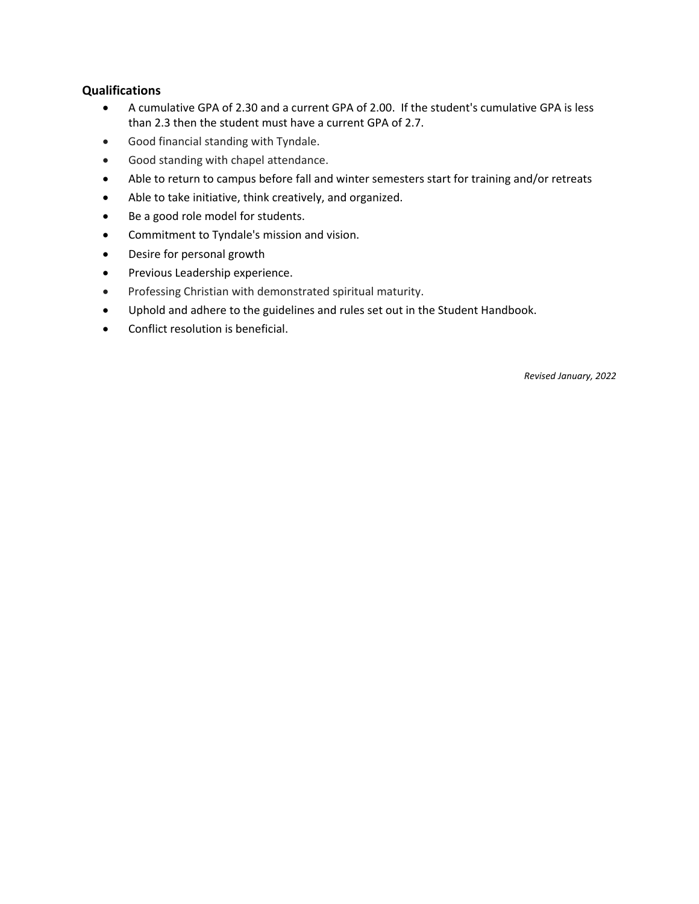### Qualifications

- A cumulative GPA of 2.30 and a current GPA of 2.00. If the student's cumulative GPA is less than 2.3 then the student must have a current GPA of 2.7.
- Good financial standing with Tyndale.
- Good standing with chapel attendance.
- Able to return to campus before fall and winter semesters start for training and/or retreats
- Able to take initiative, think creatively, and organized.
- Be a good role model for students.
- Commitment to Tyndale's mission and vision.
- Desire for personal growth
- Previous Leadership experience.
- Professing Christian with demonstrated spiritual maturity.
- Uphold and adhere to the guidelines and rules set out in the Student Handbook.
- Conflict resolution is beneficial.

*Revised January, 2022*